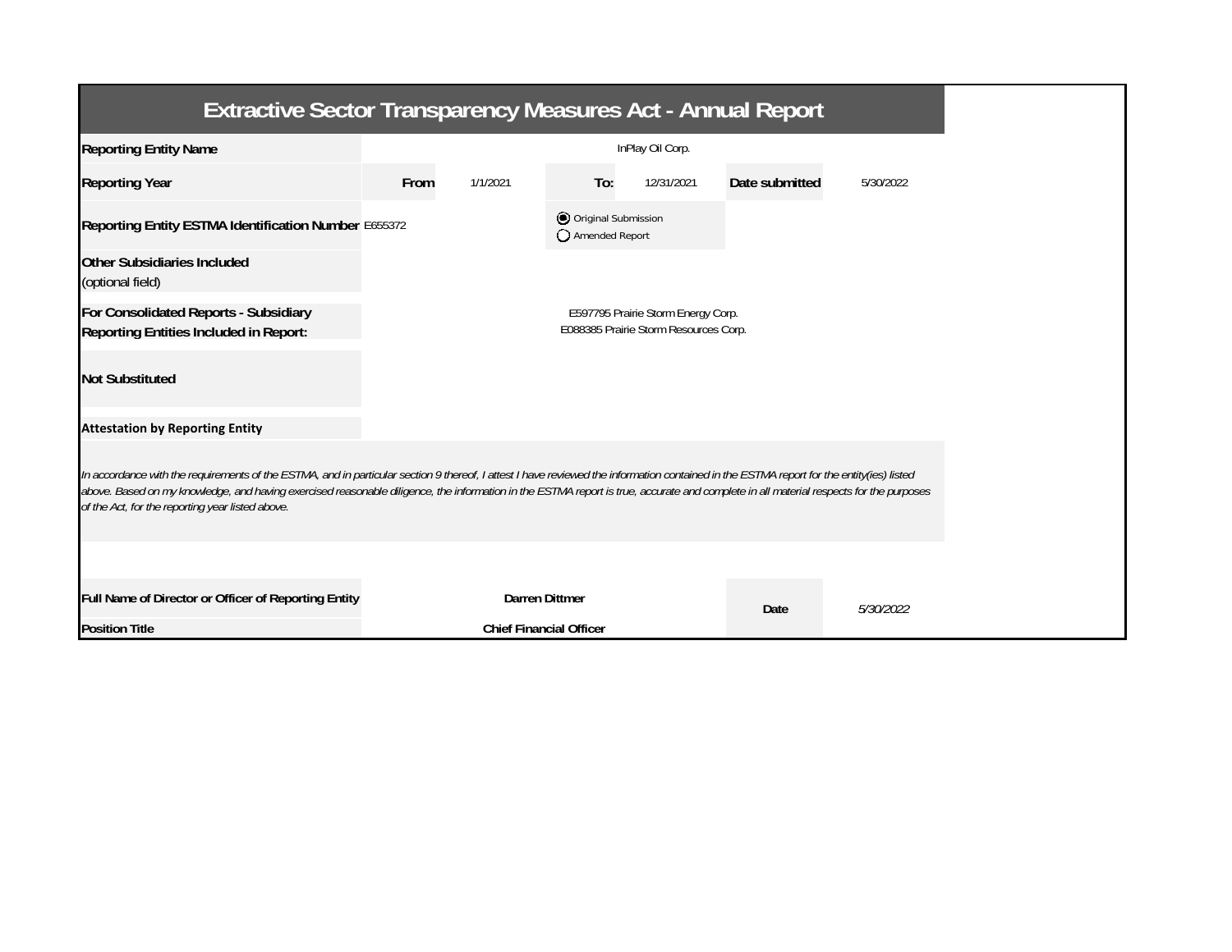# Extractive Sector Transparency Measures Act - Annual Report

| | | | | | | |
|---|---|---|---|---|---|---|
| **Reporting Entity Name** | InPlay Oil Corp. | | | | | |
| **Reporting Year** | **From** | 1/1/2021 | **To:** | 12/31/2021 | **Date submitted** | 5/30/2022 |
| **Reporting Entity ESTMA Identification Number** | E655372 | | ◉ Original Submission<br>○ Amended Report | | | |
| **Other Subsidiaries Included**<br>(optional field) | | | | | | |
| **For Consolidated Reports - Subsidiary Reporting Entities Included in Report:** | E597795 Prairie Storm Energy Corp.<br>E088385 Prairie Storm Resources Corp. | | | | | |
| **Not Substituted** | | | | | | |

**Attestation by Reporting Entity**

*In accordance with the requirements of the ESTMA, and in particular section 9 thereof, I attest I have reviewed the information contained in the ESTMA report for the entity(ies) listed above. Based on my knowledge, and having exercised reasonable diligence, the information in the ESTMA report is true, accurate and complete in all material respects for the purposes of the Act, for the reporting year listed above.*

| | | | |
|---|---|---|---|
| **Full Name of Director or Officer of Reporting Entity** | **Darren Dittmer** | **Date** | *5/30/2022* |
| **Position Title** | **Chief Financial Officer** | | |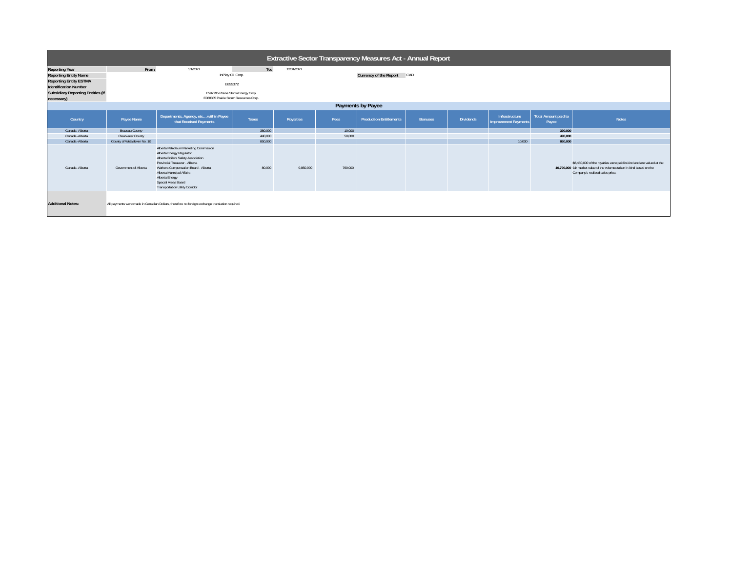# Extractive Sector Transparency Measures Act - Annual Report

| | | | | |
|---|---|---|---|---|
| **Reporting Year** | From: | 1/1/2021 | To: | 12/31/2021 |
| **Reporting Entity Name** | InPlay Oil Corp. | | **Currency of the Report** | CAD |
| **Reporting Entity ESTMA Identification Number** | E655372 | | | |
| **Subsidiary Reporting Entities (if necessary)** | E597795 Prairie Storm Energy Corp.<br>E088385 Prairie Storm Resources Corp. | | | |

## Payments by Payee

| Country | Payee Name | Departments, Agency, etc....within Payee that Received Payments | Taxes | Royalties | Fees | Production Entitlements | Bonuses | Dividends | Infrastructure Improvement Payments | Total Amount paid to Payee | Notes |
|---|---|---|---|---|---|---|---|---|---|---|---|
| Canada -Alberta | Brazeau County | | 380,000 | | 10,000 | | | | | **390,000** | |
| Canada -Alberta | Clearwater County | | 440,000 | | 50,000 | | | | | **490,000** | |
| Canada -Alberta | County of Wetaskiwin No. 10 | | 850,000 | | | | | | 10,000 | **860,000** | |
| Canada -Alberta | Government of Alberta | Alberta Petroleum Marketing Commission<br>Alberta Energy Regulator<br>Alberta Boilers Safety Association<br>Provincial Treasurer - Alberta<br>Workers Compensation Board - Alberta<br>Alberta Municipal Affairs<br>Alberta Energy<br>Special Areas Board<br>Transportation Utility Corridor | 80,000 | 9,950,000 | 760,000 | | | | | **10,790,000** | $8,450,000 of the royalties were paid in-kind and are valued at the fair market value of the volumes taken in-kind based on the Company's realized sales price. |

**Additional Notes:** All payments were made in Canadian Dollars, therefore no foreign exchange translation required.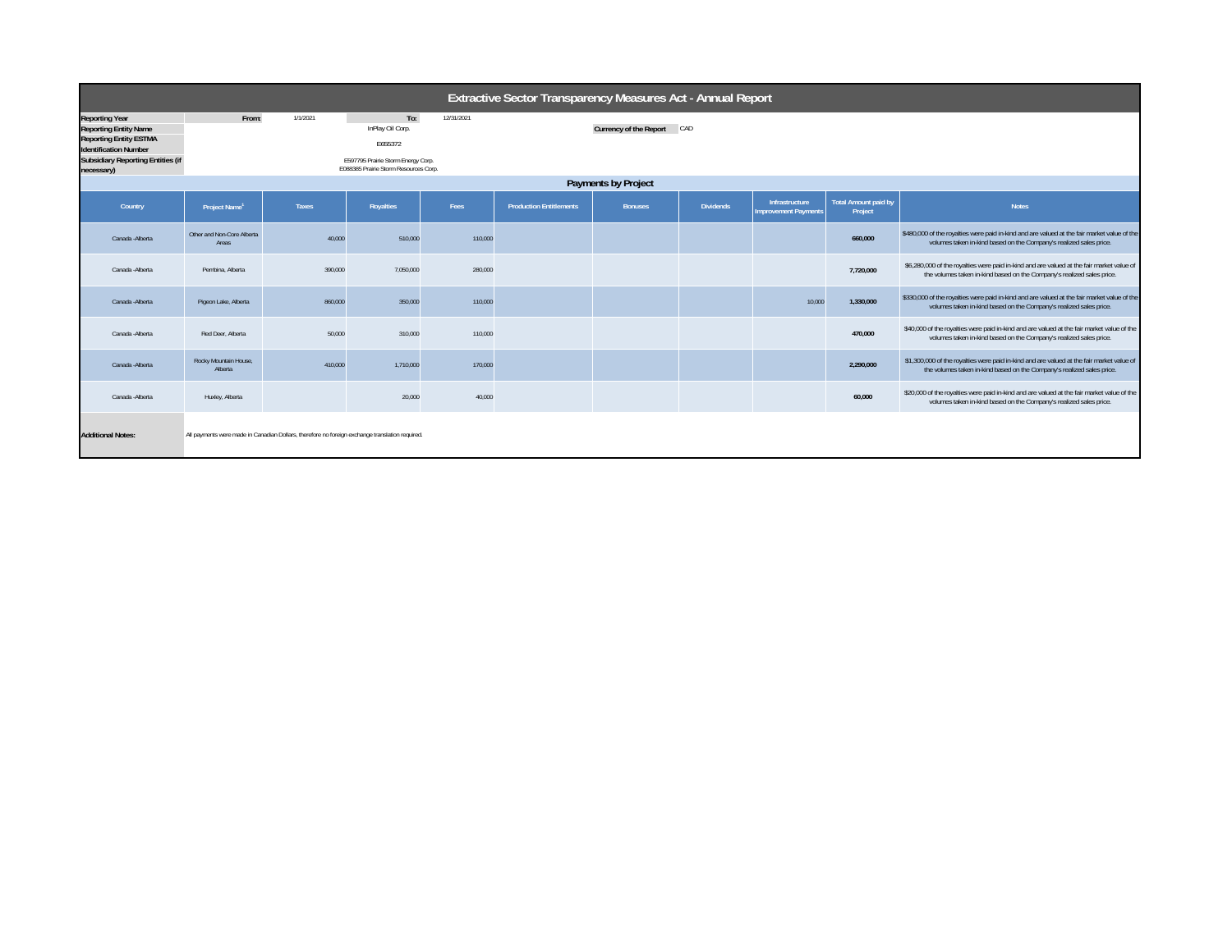# Extractive Sector Transparency Measures Act - Annual Report

| | | | | | |
|---|---|---|---|---|---|
| **Reporting Year** | From: | 1/1/2021 | To: | 12/31/2021 | |
| **Reporting Entity Name** | | InPlay Oil Corp. | | **Currency of the Report** | CAD |
| **Reporting Entity ESTMA Identification Number** | | E655372 | | | |
| **Subsidiary Reporting Entities (if necessary)** | | E597795 Prairie Storm Energy Corp.<br>E088365 Prairie Storm Resources Corp. | | | |

## Payments by Project

| Country | Project Name[1] | Taxes | Royalties | Fees | Production Entitlements | Bonuses | Dividends | Infrastructure Improvement Payments | Total Amount paid by Project | Notes |
|---|---|---|---|---|---|---|---|---|---|---|
| Canada -Alberta | Other and Non-Core Alberta Areas | 40,000 | 510,000 | 110,000 | | | | | **660,000** | $480,000 of the royalties were paid in-kind and are valued at the fair market value of the volumes taken in-kind based on the Company's realized sales price. |
| Canada -Alberta | Pembina, Alberta | 390,000 | 7,050,000 | 280,000 | | | | | **7,720,000** | $6,280,000 of the royalties were paid in-kind and are valued at the fair market value of the volumes taken in-kind based on the Company's realized sales price. |
| Canada -Alberta | Pigeon Lake, Alberta | 860,000 | 350,000 | 110,000 | | | | 10,000 | **1,330,000** | $330,000 of the royalties were paid in-kind and are valued at the fair market value of the volumes taken in-kind based on the Company's realized sales price. |
| Canada -Alberta | Red Deer, Alberta | 50,000 | 310,000 | 110,000 | | | | | **470,000** | $40,000 of the royalties were paid in-kind and are valued at the fair market value of the volumes taken in-kind based on the Company's realized sales price. |
| Canada -Alberta | Rocky Mountain House, Alberta | 410,000 | 1,710,000 | 170,000 | | | | | **2,290,000** | $1,300,000 of the royalties were paid in-kind and are valued at the fair market value of the volumes taken in-kind based on the Company's realized sales price. |
| Canada -Alberta | Huxley, Alberta | | 20,000 | 40,000 | | | | | **60,000** | $20,000 of the royalties were paid in-kind and are valued at the fair market value of the volumes taken in-kind based on the Company's realized sales price. |

**Additional Notes:** All payments were made in Canadian Dollars, therefore no foreign exchange translation required.